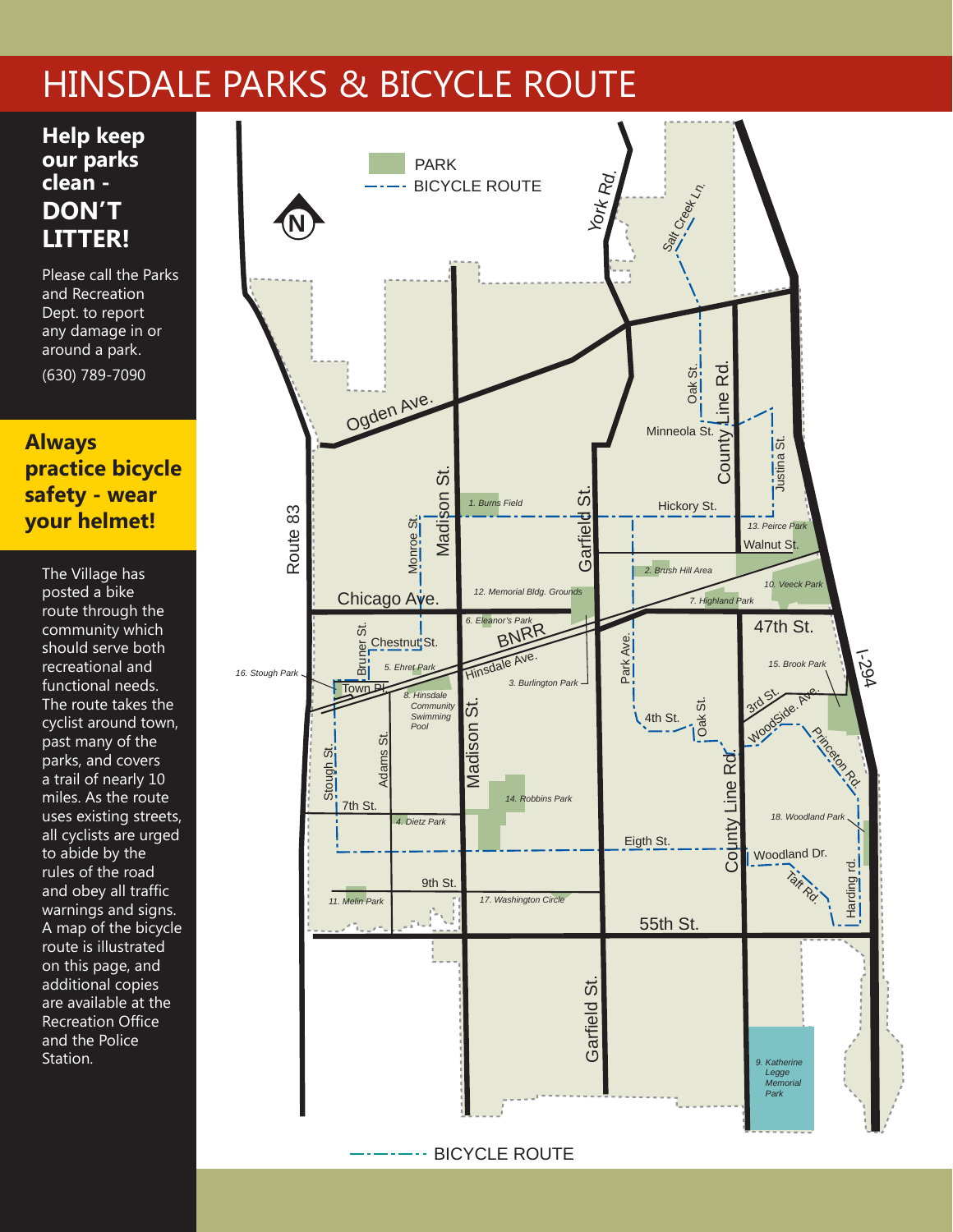# HINSDALE PARKS & BICYCLE ROUTE

**Help keep our parks clean - DON'T LITTER!**

Please call the Parks and Recreation Dept. to report any damage in or around a park.

(630) 789-7090

**Always practice bicycle safety - wear your helmet!**

The Village has posted a bike route through the community which should serve both recreational and functional needs. The route takes the cyclist around town, past many of the parks, and covers a trail of nearly 10 miles. As the route uses existing streets, all cyclists are urged to abide by the rules of the road and obey all traffic warnings and signs. A map of the bicycle route is illustrated on this page, and additional copies are available at the Recreation Office and the Police Station.

PARK
BICYCLE ROUTE

N

York Rd.
Salt Creek Ln.
Ogden Ave.
Oak St.
County Line Rd.
Minneola St.
Justina St.
Route 83
Madison St.
Monroe St.
*1. Burns Field*
Garfield St.
Hickory St.
*13. Peirce Park*
Walnut St.
*2. Brush Hill Area*
*10. Veeck Park*
Chicago Ave.
*12. Memorial Bldg. Grounds*
*7. Highland Park*
*6. Eleanor's Park*
47th St.
Bruner St.
Chestnut St.
BNRR
Park Ave.
I-294
*5. Ehret Park*
Hinsdale Ave.
*3. Burlington Park*
*15. Brook Park*
*16. Stough Park*
Town Pl.
*8. Hinsdale Community Swimming Pool*
3rd St.
WoodSide. Ave.
4th St.
Oak St.
Princeton Rd.
Adams St.
Stough St.
Madison St.
*14. Robbins Park*
County Line Rd.
7th St.
*18. Woodland Park*
*4. Dietz Park*
Eigth St.
Woodland Dr.
Taft Rd.
Harding rd.
9th St.
*11. Melin Park*
*17. Washington Circle*
55th St.
Garfield St.
*9. Katherine Legge Memorial Park*

BICYCLE ROUTE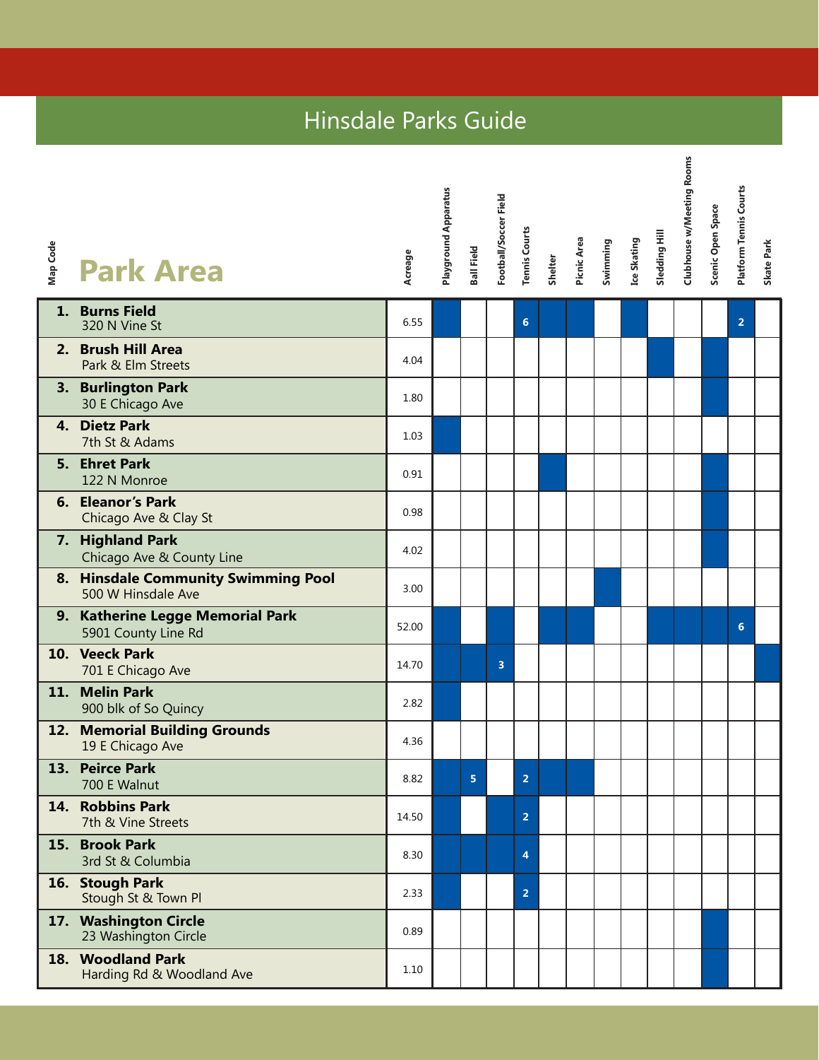# Hinsdale Parks Guide

| Map Code | Park Area | Acreage | Playground Apparatus | Ball Field | Football/Soccer Field | Tennis Courts | Shelter | Picnic Area | Swimming | Ice Skating | Sledding Hill | Clubhouse w/Meeting Rooms | Scenic Open Space | Platform Tennis Courts | Skate Park |
|---|---|---|---|---|---|---|---|---|---|---|---|---|---|---|---|
| 1. | **Burns Field** 320 N Vine St | 6.55 | ■ | | | 6 | ■ | ■ | | ■ | | | | 2 | |
| 2. | **Brush Hill Area** Park & Elm Streets | 4.04 | | | | | | | | | ■ | | ■ | | |
| 3. | **Burlington Park** 30 E Chicago Ave | 1.80 | | | | | | | | | | | ■ | | |
| 4. | **Dietz Park** 7th St & Adams | 1.03 | ■ | | | | | | | | | | | | |
| 5. | **Ehret Park** 122 N Monroe | 0.91 | | | | | ■ | | | | | | ■ | | |
| 6. | **Eleanor's Park** Chicago Ave & Clay St | 0.98 | | | | | | | | | | | ■ | | |
| 7. | **Highland Park** Chicago Ave & County Line | 4.02 | | | | | | | | | | | ■ | | |
| 8. | **Hinsdale Community Swimming Pool** 500 W Hinsdale Ave | 3.00 | | | | | | | ■ | | | | | | |
| 9. | **Katherine Legge Memorial Park** 5901 County Line Rd | 52.00 | ■ | | ■ | | ■ | ■ | | | ■ | ■ | ■ | 6 | |
| 10. | **Veeck Park** 701 E Chicago Ave | 14.70 | ■ | ■ | 3 | | | | | | | | | | ■ |
| 11. | **Melin Park** 900 blk of So Quincy | 2.82 | ■ | | | | | | | | | | | | |
| 12. | **Memorial Building Grounds** 19 E Chicago Ave | 4.36 | | | | | | | | | | | | | |
| 13. | **Peirce Park** 700 E Walnut | 8.82 | ■ | 5 | | 2 | ■ | ■ | | | | | | | |
| 14. | **Robbins Park** 7th & Vine Streets | 14.50 | ■ | | ■ | 2 | | | | | | | | | |
| 15. | **Brook Park** 3rd St & Columbia | 8.30 | ■ | ■ | ■ | 4 | | | | | | | | | |
| 16. | **Stough Park** Stough St & Town Pl | 2.33 | ■ | | | 2 | | | | | | | | | |
| 17. | **Washington Circle** 23 Washington Circle | 0.89 | | | | | | | | | | | ■ | | |
| 18. | **Woodland Park** Harding Rd & Woodland Ave | 1.10 | | | | | | | | | | | ■ | | |